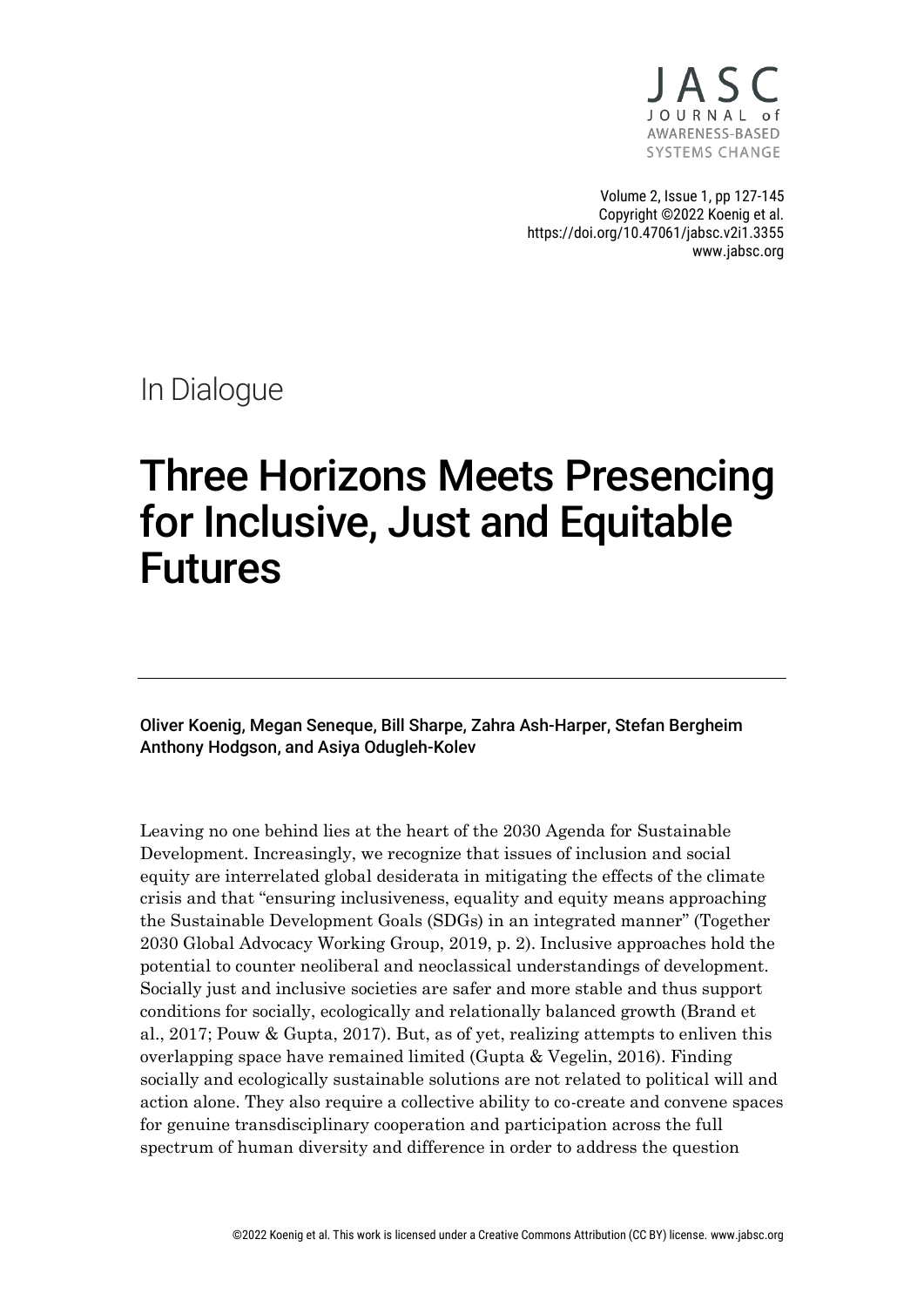In Dialogue

# Three Horizons Meets Presencing for Inclusive, Just and Equitable Futures

**Oliver Koenig, Megan Seneque, Bill Sharpe, Zahra Ash-Harper, Stefan Bergheim Anthony Hodgson, and Asiya Odugleh-Kolev**

Leaving no one behind lies at the heart of the 2030 Agenda for Sustainable Development. Increasingly, we recognize that issues of inclusion and social equity are interrelated global desiderata in mitigating the effects of the climate crisis and that "ensuring inclusiveness, equality and equity means approaching the Sustainable Development Goals (SDGs) in an integrated manner" (Together 2030 Global Advocacy Working Group, 2019, p. 2). Inclusive approaches hold the potential to counter neoliberal and neoclassical understandings of development. Socially just and inclusive societies are safer and more stable and thus support conditions for socially, ecologically and relationally balanced growth (Brand et al., 2017; Pouw & Gupta, 2017). But, as of yet, realizing attempts to enliven this overlapping space have remained limited (Gupta & Vegelin, 2016). Finding socially and ecologically sustainable solutions are not related to political will and action alone. They also require a collective ability to co-create and convene spaces for genuine transdisciplinary cooperation and participation across the full spectrum of human diversity and difference in order to address the question

©2022 Koenig et al. This work is licensed under a Creative Commons Attribution (CC BY) license. www.jabsc.org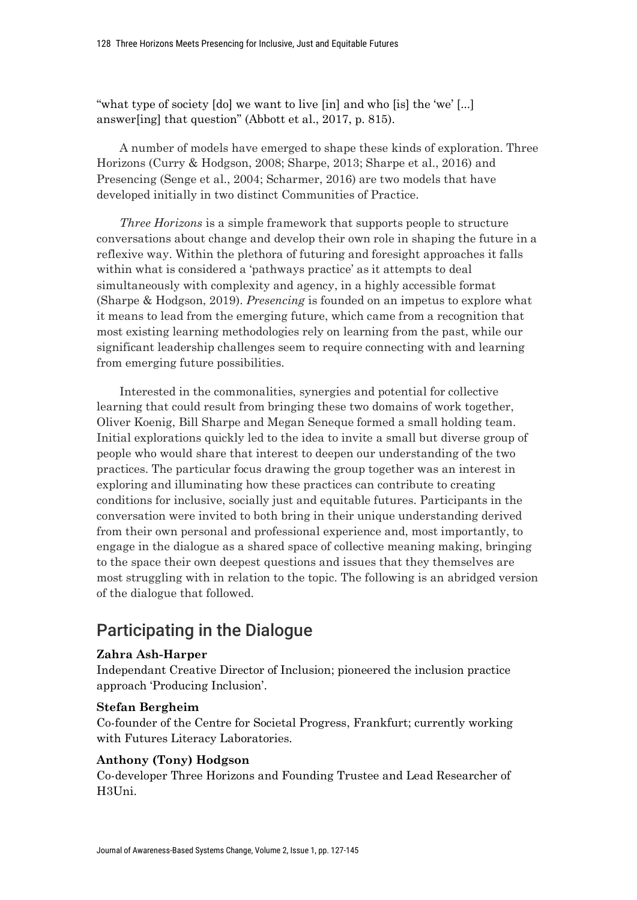"what type of society [do] we want to live [in] and who [is] the 'we' [...] answer[ing] that question" (Abbott et al., 2017, p. 815).

A number of models have emerged to shape these kinds of exploration. Three Horizons (Curry & Hodgson, 2008; Sharpe, 2013; Sharpe et al., 2016) and Presencing (Senge et al., 2004; Scharmer, 2016) are two models that have developed initially in two distinct Communities of Practice.

*Three Horizons* is a simple framework that supports people to structure conversations about change and develop their own role in shaping the future in a reflexive way. Within the plethora of futuring and foresight approaches it falls within what is considered a 'pathways practice' as it attempts to deal simultaneously with complexity and agency, in a highly accessible format (Sharpe & Hodgson, 2019). *Presencing* is founded on an impetus to explore what it means to lead from the emerging future, which came from a recognition that most existing learning methodologies rely on learning from the past, while our significant leadership challenges seem to require connecting with and learning from emerging future possibilities.

Interested in the commonalities, synergies and potential for collective learning that could result from bringing these two domains of work together, Oliver Koenig, Bill Sharpe and Megan Seneque formed a small holding team. Initial explorations quickly led to the idea to invite a small but diverse group of people who would share that interest to deepen our understanding of the two practices. The particular focus drawing the group together was an interest in exploring and illuminating how these practices can contribute to creating conditions for inclusive, socially just and equitable futures. Participants in the conversation were invited to both bring in their unique understanding derived from their own personal and professional experience and, most importantly, to engage in the dialogue as a shared space of collective meaning making, bringing to the space their own deepest questions and issues that they themselves are most struggling with in relation to the topic. The following is an abridged version of the dialogue that followed.

## Participating in the Dialogue

**Zahra Ash-Harper**
Independant Creative Director of Inclusion; pioneered the inclusion practice approach 'Producing Inclusion'.

**Stefan Bergheim**
Co-founder of the Centre for Societal Progress, Frankfurt; currently working with Futures Literacy Laboratories.

**Anthony (Tony) Hodgson**
Co-developer Three Horizons and Founding Trustee and Lead Researcher of H3Uni.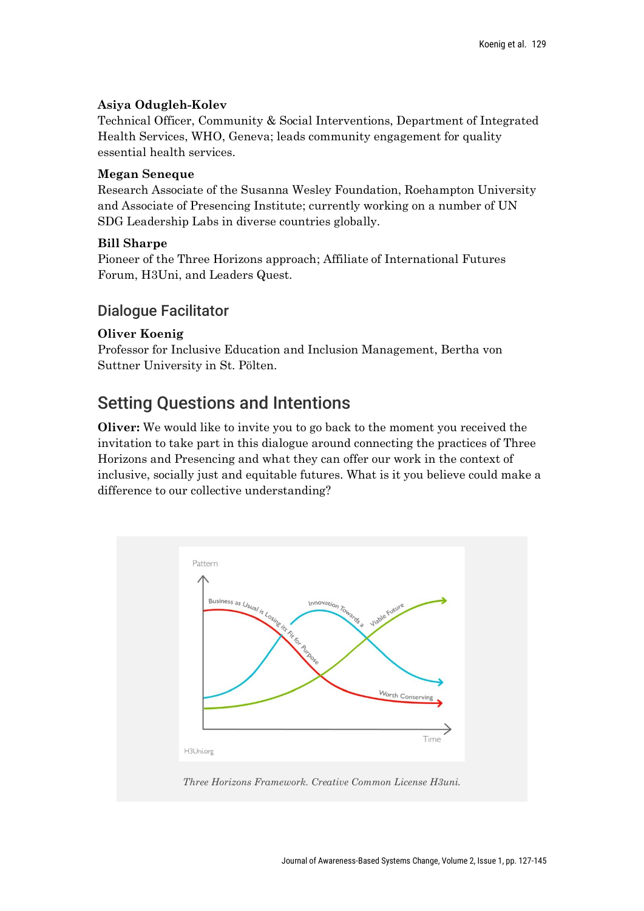**Asiya Odugleh-Kolev**
Technical Officer, Community & Social Interventions, Department of Integrated Health Services, WHO, Geneva; leads community engagement for quality essential health services.

**Megan Seneque**
Research Associate of the Susanna Wesley Foundation, Roehampton University and Associate of Presencing Institute; currently working on a number of UN SDG Leadership Labs in diverse countries globally.

**Bill Sharpe**
Pioneer of the Three Horizons approach; Affiliate of International Futures Forum, H3Uni, and Leaders Quest.

## Dialogue Facilitator

**Oliver Koenig**
Professor for Inclusive Education and Inclusion Management, Bertha von Suttner University in St. Pölten.

## Setting Questions and Intentions

**Oliver:** We would like to invite you to go back to the moment you received the invitation to take part in this dialogue around connecting the practices of Three Horizons and Presencing and what they can offer our work in the context of inclusive, socially just and equitable futures. What is it you believe could make a difference to our collective understanding?

*Three Horizons Framework. Creative Common License H3uni.*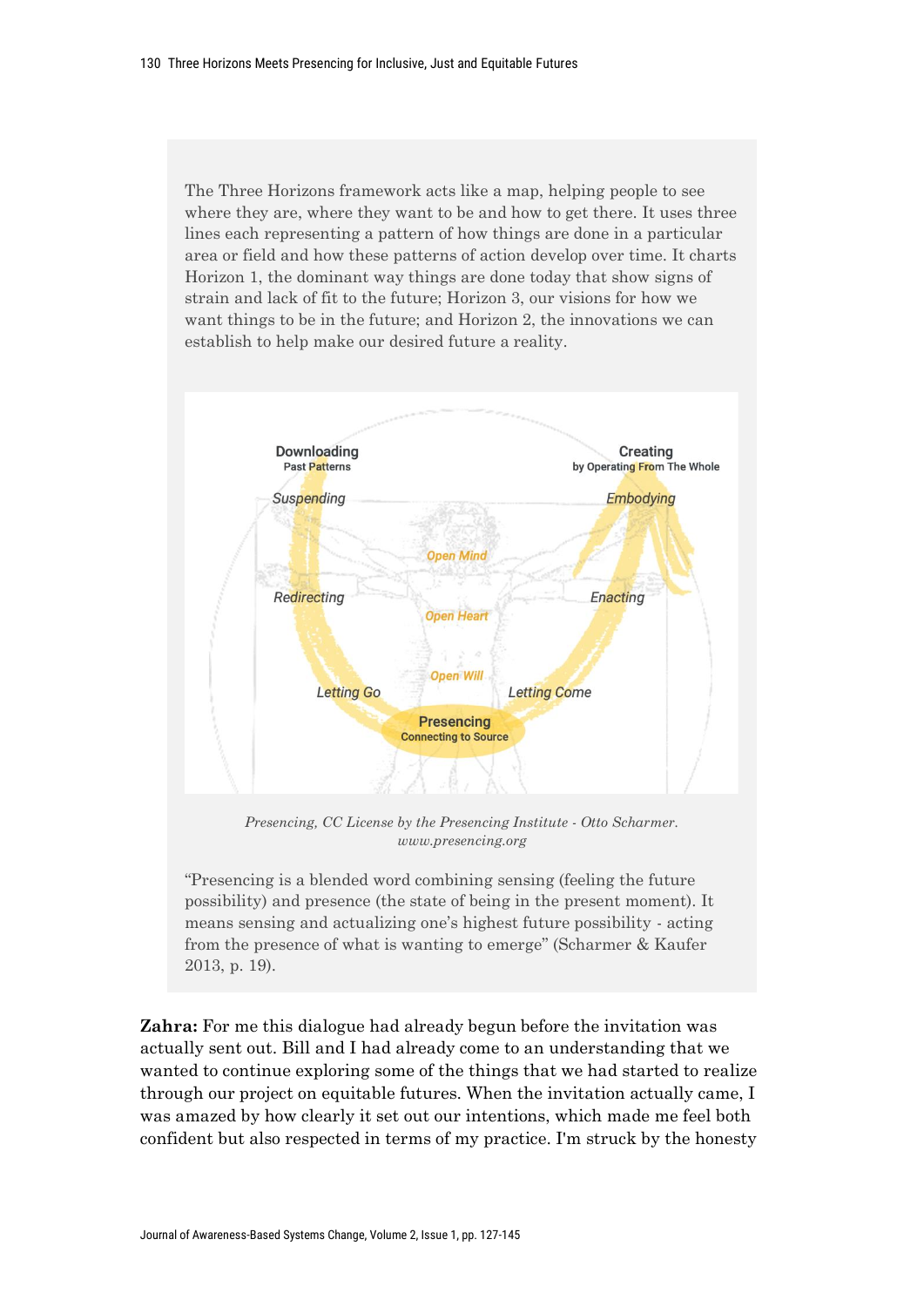The Three Horizons framework acts like a map, helping people to see where they are, where they want to be and how to get there. It uses three lines each representing a pattern of how things are done in a particular area or field and how these patterns of action develop over time. It charts Horizon 1, the dominant way things are done today that show signs of strain and lack of fit to the future; Horizon 3, our visions for how we want things to be in the future; and Horizon 2, the innovations we can establish to help make our desired future a reality.

*Presencing, CC License by the Presencing Institute - Otto Scharmer. www.presencing.org*

"Presencing is a blended word combining sensing (feeling the future possibility) and presence (the state of being in the present moment). It means sensing and actualizing one's highest future possibility - acting from the presence of what is wanting to emerge" (Scharmer & Kaufer 2013, p. 19).

**Zahra:** For me this dialogue had already begun before the invitation was actually sent out. Bill and I had already come to an understanding that we wanted to continue exploring some of the things that we had started to realize through our project on equitable futures. When the invitation actually came, I was amazed by how clearly it set out our intentions, which made me feel both confident but also respected in terms of my practice. I'm struck by the honesty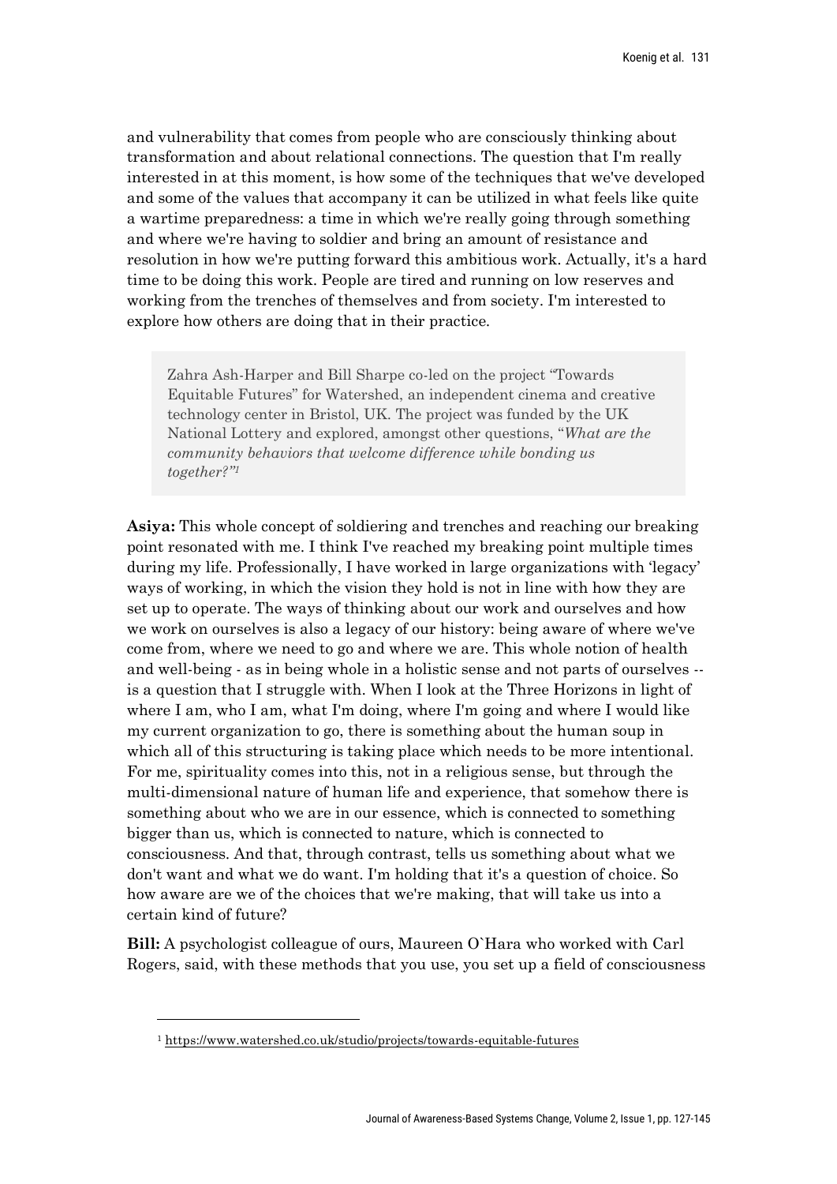and vulnerability that comes from people who are consciously thinking about transformation and about relational connections. The question that I'm really interested in at this moment, is how some of the techniques that we've developed and some of the values that accompany it can be utilized in what feels like quite a wartime preparedness: a time in which we're really going through something and where we're having to soldier and bring an amount of resistance and resolution in how we're putting forward this ambitious work. Actually, it's a hard time to be doing this work. People are tired and running on low reserves and working from the trenches of themselves and from society. I'm interested to explore how others are doing that in their practice.

> Zahra Ash-Harper and Bill Sharpe co-led on the project "Towards Equitable Futures" for Watershed, an independent cinema and creative technology center in Bristol, UK. The project was funded by the UK National Lottery and explored, amongst other questions, "*What are the community behaviors that welcome difference while bonding us together?"*[1]

**Asiya:** This whole concept of soldiering and trenches and reaching our breaking point resonated with me. I think I've reached my breaking point multiple times during my life. Professionally, I have worked in large organizations with 'legacy' ways of working, in which the vision they hold is not in line with how they are set up to operate. The ways of thinking about our work and ourselves and how we work on ourselves is also a legacy of our history: being aware of where we've come from, where we need to go and where we are. This whole notion of health and well-being - as in being whole in a holistic sense and not parts of ourselves -- is a question that I struggle with. When I look at the Three Horizons in light of where I am, who I am, what I'm doing, where I'm going and where I would like my current organization to go, there is something about the human soup in which all of this structuring is taking place which needs to be more intentional. For me, spirituality comes into this, not in a religious sense, but through the multi-dimensional nature of human life and experience, that somehow there is something about who we are in our essence, which is connected to something bigger than us, which is connected to nature, which is connected to consciousness. And that, through contrast, tells us something about what we don't want and what we do want. I'm holding that it's a question of choice. So how aware are we of the choices that we're making, that will take us into a certain kind of future?

**Bill:** A psychologist colleague of ours, Maureen O`Hara who worked with Carl Rogers, said, with these methods that you use, you set up a field of consciousness

---

[1] https://www.watershed.co.uk/studio/projects/towards-equitable-futures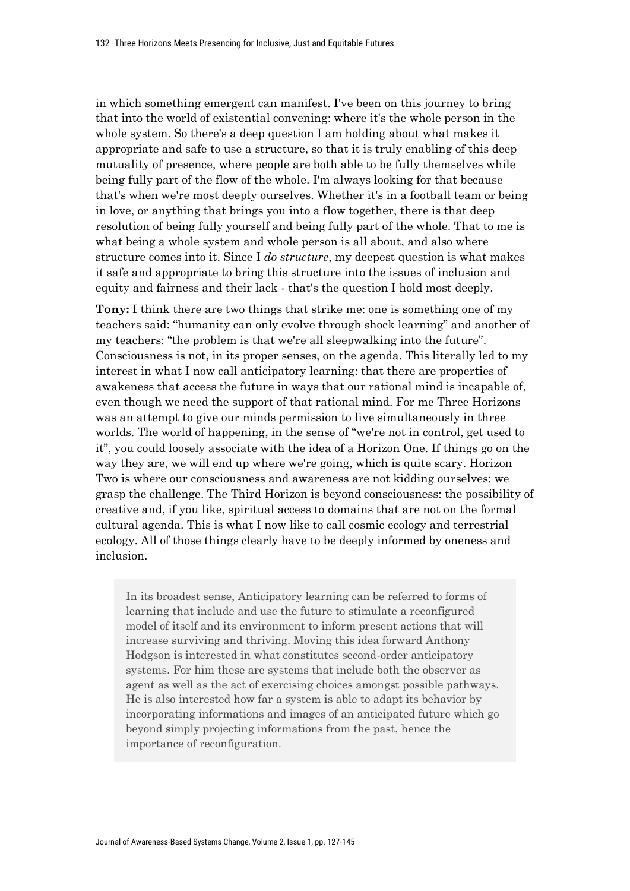in which something emergent can manifest. I've been on this journey to bring that into the world of existential convening: where it's the whole person in the whole system. So there's a deep question I am holding about what makes it appropriate and safe to use a structure, so that it is truly enabling of this deep mutuality of presence, where people are both able to be fully themselves while being fully part of the flow of the whole. I'm always looking for that because that's when we're most deeply ourselves. Whether it's in a football team or being in love, or anything that brings you into a flow together, there is that deep resolution of being fully yourself and being fully part of the whole. That to me is what being a whole system and whole person is all about, and also where structure comes into it. Since I *do structure*, my deepest question is what makes it safe and appropriate to bring this structure into the issues of inclusion and equity and fairness and their lack - that's the question I hold most deeply.

**Tony:** I think there are two things that strike me: one is something one of my teachers said: "humanity can only evolve through shock learning" and another of my teachers: "the problem is that we're all sleepwalking into the future". Consciousness is not, in its proper senses, on the agenda. This literally led to my interest in what I now call anticipatory learning: that there are properties of awakeness that access the future in ways that our rational mind is incapable of, even though we need the support of that rational mind. For me Three Horizons was an attempt to give our minds permission to live simultaneously in three worlds. The world of happening, in the sense of "we're not in control, get used to it", you could loosely associate with the idea of a Horizon One. If things go on the way they are, we will end up where we're going, which is quite scary. Horizon Two is where our consciousness and awareness are not kidding ourselves: we grasp the challenge. The Third Horizon is beyond consciousness: the possibility of creative and, if you like, spiritual access to domains that are not on the formal cultural agenda. This is what I now like to call cosmic ecology and terrestrial ecology. All of those things clearly have to be deeply informed by oneness and inclusion.

> In its broadest sense, Anticipatory learning can be referred to forms of learning that include and use the future to stimulate a reconfigured model of itself and its environment to inform present actions that will increase surviving and thriving. Moving this idea forward Anthony Hodgson is interested in what constitutes second-order anticipatory systems. For him these are systems that include both the observer as agent as well as the act of exercising choices amongst possible pathways. He is also interested how far a system is able to adapt its behavior by incorporating informations and images of an anticipated future which go beyond simply projecting informations from the past, hence the importance of reconfiguration.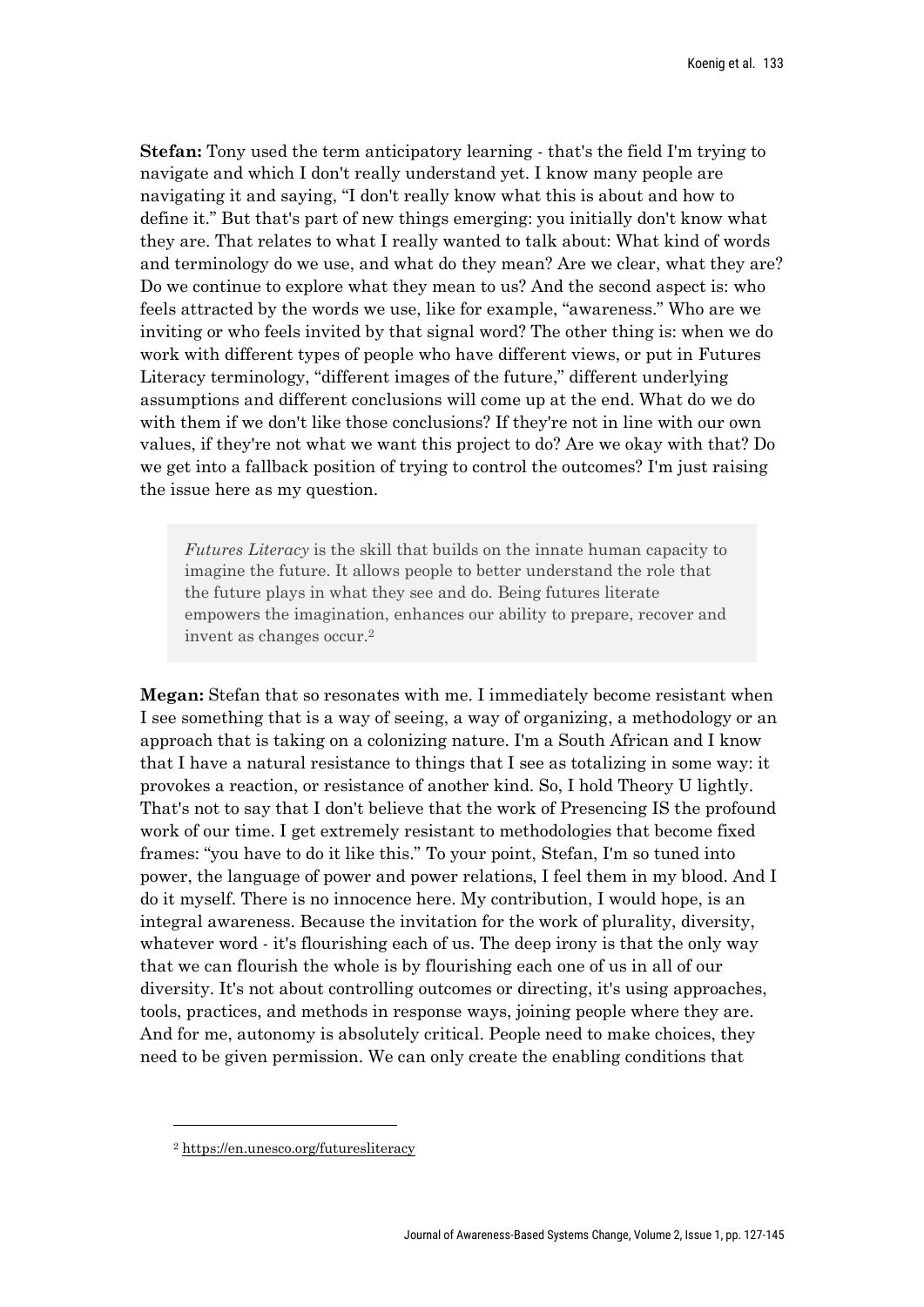**Stefan:** Tony used the term anticipatory learning - that's the field I'm trying to navigate and which I don't really understand yet. I know many people are navigating it and saying, "I don't really know what this is about and how to define it." But that's part of new things emerging: you initially don't know what they are. That relates to what I really wanted to talk about: What kind of words and terminology do we use, and what do they mean? Are we clear, what they are? Do we continue to explore what they mean to us? And the second aspect is: who feels attracted by the words we use, like for example, "awareness." Who are we inviting or who feels invited by that signal word? The other thing is: when we do work with different types of people who have different views, or put in Futures Literacy terminology, "different images of the future," different underlying assumptions and different conclusions will come up at the end. What do we do with them if we don't like those conclusions? If they're not in line with our own values, if they're not what we want this project to do? Are we okay with that? Do we get into a fallback position of trying to control the outcomes? I'm just raising the issue here as my question.

> *Futures Literacy* is the skill that builds on the innate human capacity to imagine the future. It allows people to better understand the role that the future plays in what they see and do. Being futures literate empowers the imagination, enhances our ability to prepare, recover and invent as changes occur.[2]

**Megan:** Stefan that so resonates with me. I immediately become resistant when I see something that is a way of seeing, a way of organizing, a methodology or an approach that is taking on a colonizing nature. I'm a South African and I know that I have a natural resistance to things that I see as totalizing in some way: it provokes a reaction, or resistance of another kind. So, I hold Theory U lightly. That's not to say that I don't believe that the work of Presencing IS the profound work of our time. I get extremely resistant to methodologies that become fixed frames: "you have to do it like this." To your point, Stefan, I'm so tuned into power, the language of power and power relations, I feel them in my blood. And I do it myself. There is no innocence here. My contribution, I would hope, is an integral awareness. Because the invitation for the work of plurality, diversity, whatever word - it's flourishing each of us. The deep irony is that the only way that we can flourish the whole is by flourishing each one of us in all of our diversity. It's not about controlling outcomes or directing, it's using approaches, tools, practices, and methods in response ways, joining people where they are. And for me, autonomy is absolutely critical. People need to make choices, they need to be given permission. We can only create the enabling conditions that

[2] https://en.unesco.org/futuresliteracy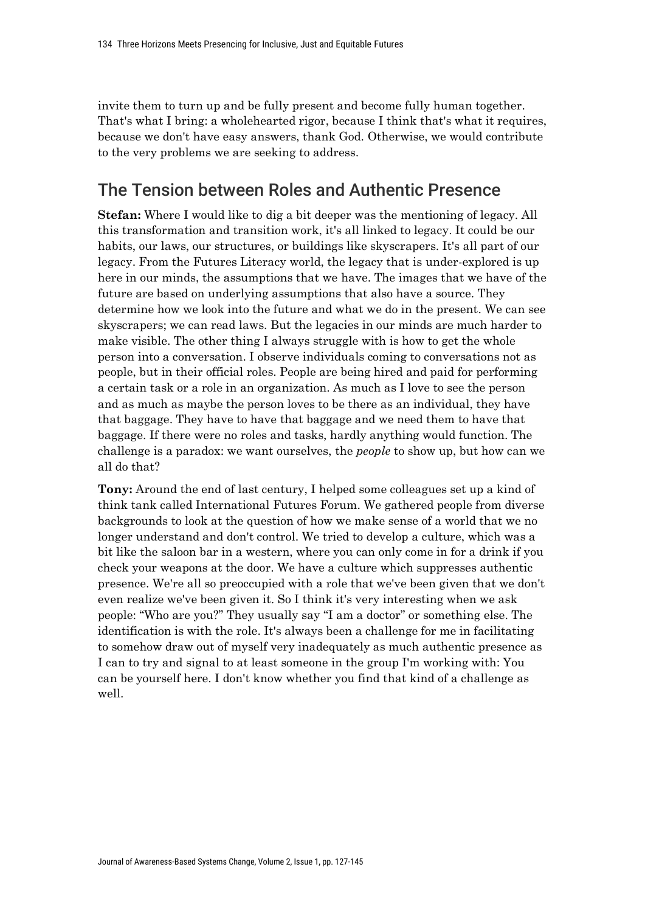invite them to turn up and be fully present and become fully human together. That's what I bring: a wholehearted rigor, because I think that's what it requires, because we don't have easy answers, thank God. Otherwise, we would contribute to the very problems we are seeking to address.

## The Tension between Roles and Authentic Presence

**Stefan:** Where I would like to dig a bit deeper was the mentioning of legacy. All this transformation and transition work, it's all linked to legacy. It could be our habits, our laws, our structures, or buildings like skyscrapers. It's all part of our legacy. From the Futures Literacy world, the legacy that is under-explored is up here in our minds, the assumptions that we have. The images that we have of the future are based on underlying assumptions that also have a source. They determine how we look into the future and what we do in the present. We can see skyscrapers; we can read laws. But the legacies in our minds are much harder to make visible. The other thing I always struggle with is how to get the whole person into a conversation. I observe individuals coming to conversations not as people, but in their official roles. People are being hired and paid for performing a certain task or a role in an organization. As much as I love to see the person and as much as maybe the person loves to be there as an individual, they have that baggage. They have to have that baggage and we need them to have that baggage. If there were no roles and tasks, hardly anything would function. The challenge is a paradox: we want ourselves, the *people* to show up, but how can we all do that?

**Tony:** Around the end of last century, I helped some colleagues set up a kind of think tank called International Futures Forum. We gathered people from diverse backgrounds to look at the question of how we make sense of a world that we no longer understand and don't control. We tried to develop a culture, which was a bit like the saloon bar in a western, where you can only come in for a drink if you check your weapons at the door. We have a culture which suppresses authentic presence. We're all so preoccupied with a role that we've been given that we don't even realize we've been given it. So I think it's very interesting when we ask people: "Who are you?" They usually say "I am a doctor" or something else. The identification is with the role. It's always been a challenge for me in facilitating to somehow draw out of myself very inadequately as much authentic presence as I can to try and signal to at least someone in the group I'm working with: You can be yourself here. I don't know whether you find that kind of a challenge as well.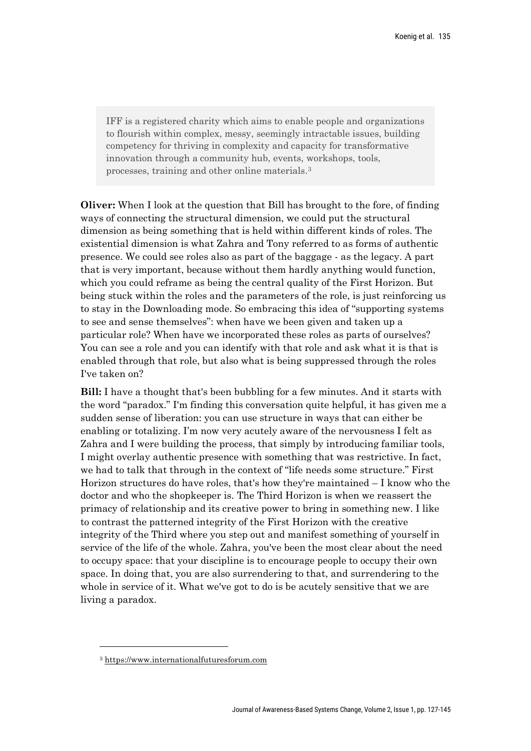> IFF is a registered charity which aims to enable people and organizations to flourish within complex, messy, seemingly intractable issues, building competency for thriving in complexity and capacity for transformative innovation through a community hub, events, workshops, tools, processes, training and other online materials.[3]

**Oliver:** When I look at the question that Bill has brought to the fore, of finding ways of connecting the structural dimension, we could put the structural dimension as being something that is held within different kinds of roles. The existential dimension is what Zahra and Tony referred to as forms of authentic presence. We could see roles also as part of the baggage - as the legacy. A part that is very important, because without them hardly anything would function, which you could reframe as being the central quality of the First Horizon. But being stuck within the roles and the parameters of the role, is just reinforcing us to stay in the Downloading mode. So embracing this idea of "supporting systems to see and sense themselves": when have we been given and taken up a particular role? When have we incorporated these roles as parts of ourselves? You can see a role and you can identify with that role and ask what it is that is enabled through that role, but also what is being suppressed through the roles I've taken on?

**Bill:** I have a thought that's been bubbling for a few minutes. And it starts with the word "paradox." I'm finding this conversation quite helpful, it has given me a sudden sense of liberation: you can use structure in ways that can either be enabling or totalizing. I'm now very acutely aware of the nervousness I felt as Zahra and I were building the process, that simply by introducing familiar tools, I might overlay authentic presence with something that was restrictive. In fact, we had to talk that through in the context of "life needs some structure." First Horizon structures do have roles, that's how they're maintained – I know who the doctor and who the shopkeeper is. The Third Horizon is when we reassert the primacy of relationship and its creative power to bring in something new. I like to contrast the patterned integrity of the First Horizon with the creative integrity of the Third where you step out and manifest something of yourself in service of the life of the whole. Zahra, you've been the most clear about the need to occupy space: that your discipline is to encourage people to occupy their own space. In doing that, you are also surrendering to that, and surrendering to the whole in service of it. What we've got to do is be acutely sensitive that we are living a paradox.

---

[3] https://www.internationalfuturesforum.com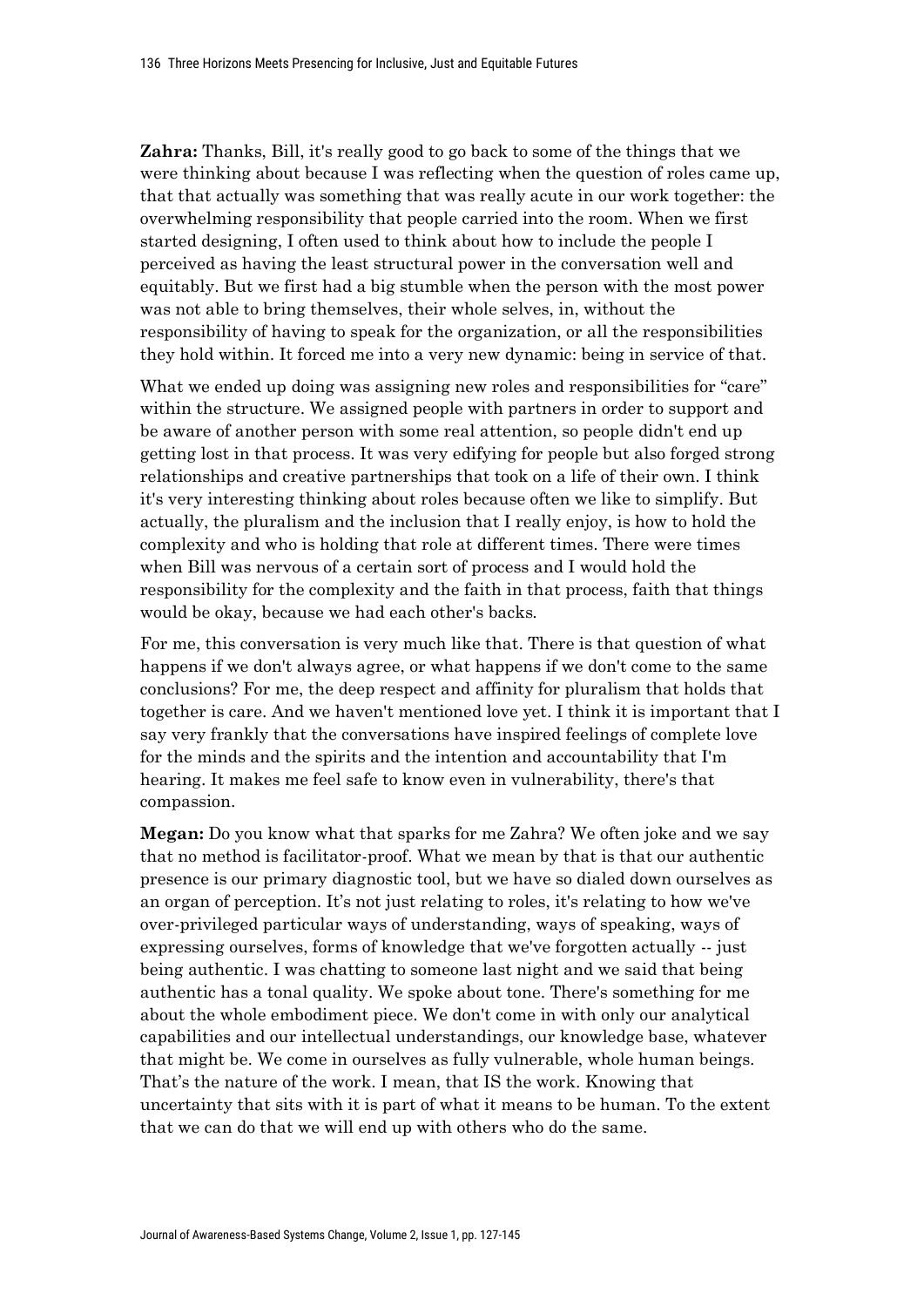**Zahra:** Thanks, Bill, it's really good to go back to some of the things that we were thinking about because I was reflecting when the question of roles came up, that that actually was something that was really acute in our work together: the overwhelming responsibility that people carried into the room. When we first started designing, I often used to think about how to include the people I perceived as having the least structural power in the conversation well and equitably. But we first had a big stumble when the person with the most power was not able to bring themselves, their whole selves, in, without the responsibility of having to speak for the organization, or all the responsibilities they hold within. It forced me into a very new dynamic: being in service of that.

What we ended up doing was assigning new roles and responsibilities for "care" within the structure. We assigned people with partners in order to support and be aware of another person with some real attention, so people didn't end up getting lost in that process. It was very edifying for people but also forged strong relationships and creative partnerships that took on a life of their own. I think it's very interesting thinking about roles because often we like to simplify. But actually, the pluralism and the inclusion that I really enjoy, is how to hold the complexity and who is holding that role at different times. There were times when Bill was nervous of a certain sort of process and I would hold the responsibility for the complexity and the faith in that process, faith that things would be okay, because we had each other's backs.

For me, this conversation is very much like that. There is that question of what happens if we don't always agree, or what happens if we don't come to the same conclusions? For me, the deep respect and affinity for pluralism that holds that together is care. And we haven't mentioned love yet. I think it is important that I say very frankly that the conversations have inspired feelings of complete love for the minds and the spirits and the intention and accountability that I'm hearing. It makes me feel safe to know even in vulnerability, there's that compassion.

**Megan:** Do you know what that sparks for me Zahra? We often joke and we say that no method is facilitator-proof. What we mean by that is that our authentic presence is our primary diagnostic tool, but we have so dialed down ourselves as an organ of perception. It's not just relating to roles, it's relating to how we've over-privileged particular ways of understanding, ways of speaking, ways of expressing ourselves, forms of knowledge that we've forgotten actually -- just being authentic. I was chatting to someone last night and we said that being authentic has a tonal quality. We spoke about tone. There's something for me about the whole embodiment piece. We don't come in with only our analytical capabilities and our intellectual understandings, our knowledge base, whatever that might be. We come in ourselves as fully vulnerable, whole human beings. That's the nature of the work. I mean, that IS the work. Knowing that uncertainty that sits with it is part of what it means to be human. To the extent that we can do that we will end up with others who do the same.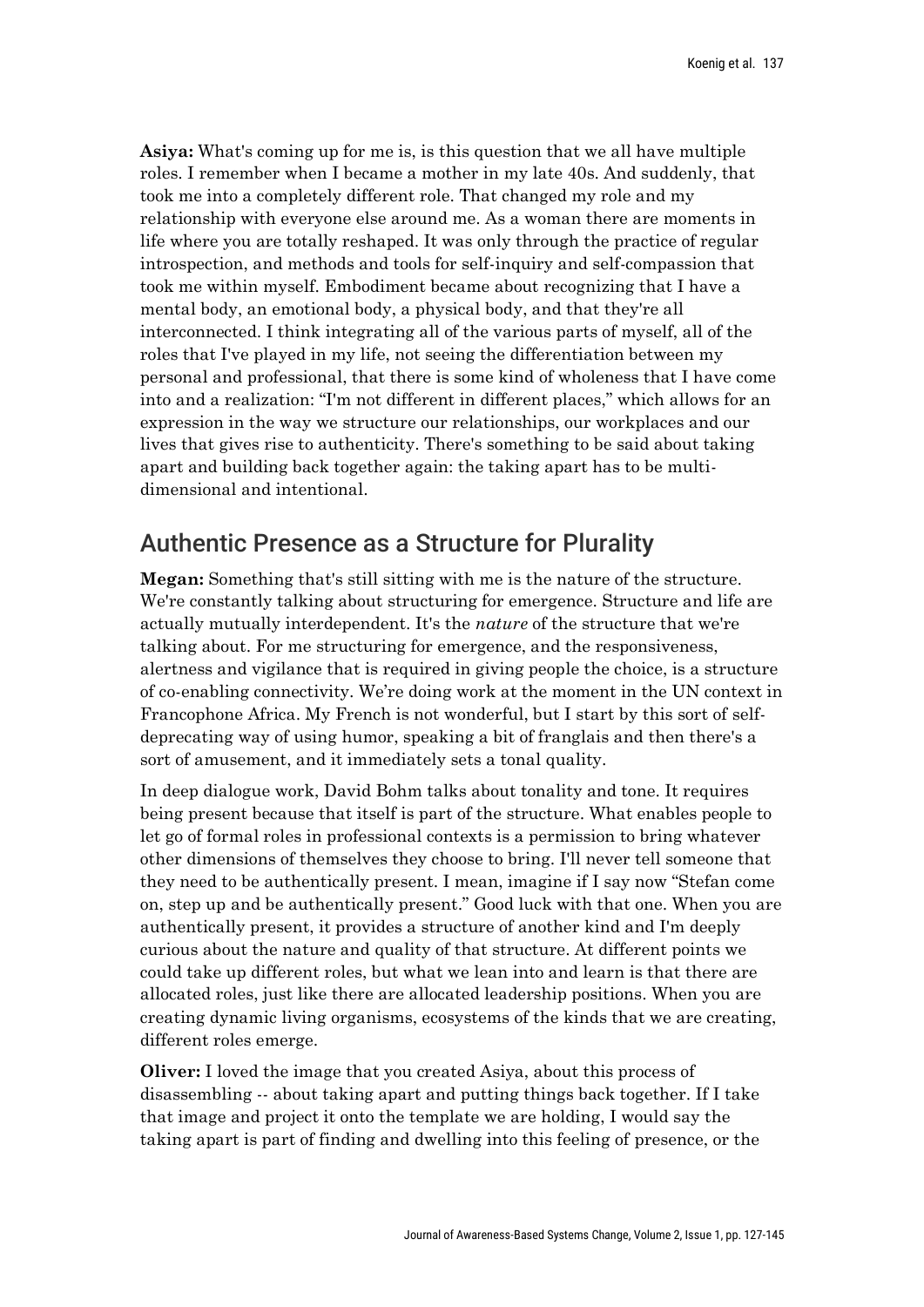**Asiya:** What's coming up for me is, is this question that we all have multiple roles. I remember when I became a mother in my late 40s. And suddenly, that took me into a completely different role. That changed my role and my relationship with everyone else around me. As a woman there are moments in life where you are totally reshaped. It was only through the practice of regular introspection, and methods and tools for self-inquiry and self-compassion that took me within myself. Embodiment became about recognizing that I have a mental body, an emotional body, a physical body, and that they're all interconnected. I think integrating all of the various parts of myself, all of the roles that I've played in my life, not seeing the differentiation between my personal and professional, that there is some kind of wholeness that I have come into and a realization: "I'm not different in different places," which allows for an expression in the way we structure our relationships, our workplaces and our lives that gives rise to authenticity. There's something to be said about taking apart and building back together again: the taking apart has to be multi-dimensional and intentional.

## Authentic Presence as a Structure for Plurality

**Megan:** Something that's still sitting with me is the nature of the structure. We're constantly talking about structuring for emergence. Structure and life are actually mutually interdependent. It's the *nature* of the structure that we're talking about. For me structuring for emergence, and the responsiveness, alertness and vigilance that is required in giving people the choice, is a structure of co-enabling connectivity. We're doing work at the moment in the UN context in Francophone Africa. My French is not wonderful, but I start by this sort of self-deprecating way of using humor, speaking a bit of franglais and then there's a sort of amusement, and it immediately sets a tonal quality.

In deep dialogue work, David Bohm talks about tonality and tone. It requires being present because that itself is part of the structure. What enables people to let go of formal roles in professional contexts is a permission to bring whatever other dimensions of themselves they choose to bring. I'll never tell someone that they need to be authentically present. I mean, imagine if I say now "Stefan come on, step up and be authentically present." Good luck with that one. When you are authentically present, it provides a structure of another kind and I'm deeply curious about the nature and quality of that structure. At different points we could take up different roles, but what we lean into and learn is that there are allocated roles, just like there are allocated leadership positions. When you are creating dynamic living organisms, ecosystems of the kinds that we are creating, different roles emerge.

**Oliver:** I loved the image that you created Asiya, about this process of disassembling -- about taking apart and putting things back together. If I take that image and project it onto the template we are holding, I would say the taking apart is part of finding and dwelling into this feeling of presence, or the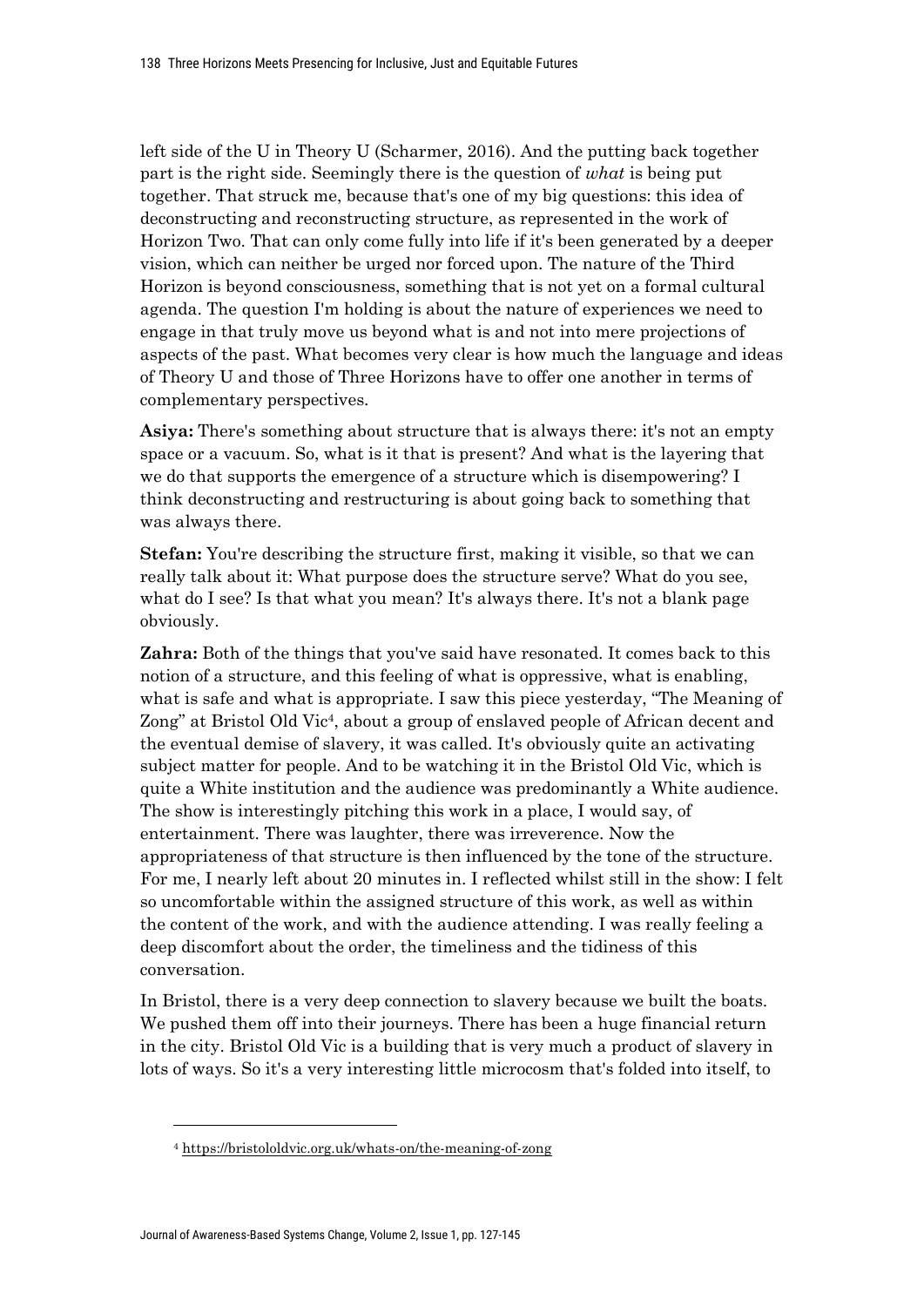left side of the U in Theory U (Scharmer, 2016). And the putting back together part is the right side. Seemingly there is the question of *what* is being put together. That struck me, because that's one of my big questions: this idea of deconstructing and reconstructing structure, as represented in the work of Horizon Two. That can only come fully into life if it's been generated by a deeper vision, which can neither be urged nor forced upon. The nature of the Third Horizon is beyond consciousness, something that is not yet on a formal cultural agenda. The question I'm holding is about the nature of experiences we need to engage in that truly move us beyond what is and not into mere projections of aspects of the past. What becomes very clear is how much the language and ideas of Theory U and those of Three Horizons have to offer one another in terms of complementary perspectives.

**Asiya:** There's something about structure that is always there: it's not an empty space or a vacuum. So, what is it that is present? And what is the layering that we do that supports the emergence of a structure which is disempowering? I think deconstructing and restructuring is about going back to something that was always there.

**Stefan:** You're describing the structure first, making it visible, so that we can really talk about it: What purpose does the structure serve? What do you see, what do I see? Is that what you mean? It's always there. It's not a blank page obviously.

**Zahra:** Both of the things that you've said have resonated. It comes back to this notion of a structure, and this feeling of what is oppressive, what is enabling, what is safe and what is appropriate. I saw this piece yesterday, "The Meaning of Zong" at Bristol Old Vic[4], about a group of enslaved people of African decent and the eventual demise of slavery, it was called. It's obviously quite an activating subject matter for people. And to be watching it in the Bristol Old Vic, which is quite a White institution and the audience was predominantly a White audience. The show is interestingly pitching this work in a place, I would say, of entertainment. There was laughter, there was irreverence. Now the appropriateness of that structure is then influenced by the tone of the structure. For me, I nearly left about 20 minutes in. I reflected whilst still in the show: I felt so uncomfortable within the assigned structure of this work, as well as within the content of the work, and with the audience attending. I was really feeling a deep discomfort about the order, the timeliness and the tidiness of this conversation.

In Bristol, there is a very deep connection to slavery because we built the boats. We pushed them off into their journeys. There has been a huge financial return in the city. Bristol Old Vic is a building that is very much a product of slavery in lots of ways. So it's a very interesting little microcosm that's folded into itself, to

---

[4] https://bristololdvic.org.uk/whats-on/the-meaning-of-zong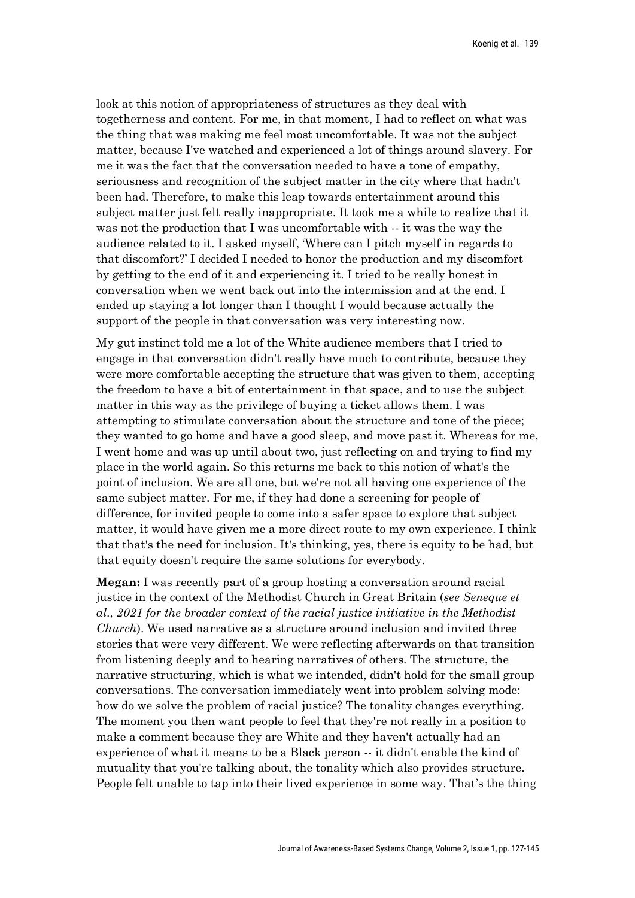look at this notion of appropriateness of structures as they deal with togetherness and content. For me, in that moment, I had to reflect on what was the thing that was making me feel most uncomfortable. It was not the subject matter, because I've watched and experienced a lot of things around slavery. For me it was the fact that the conversation needed to have a tone of empathy, seriousness and recognition of the subject matter in the city where that hadn't been had. Therefore, to make this leap towards entertainment around this subject matter just felt really inappropriate. It took me a while to realize that it was not the production that I was uncomfortable with -- it was the way the audience related to it. I asked myself, 'Where can I pitch myself in regards to that discomfort?' I decided I needed to honor the production and my discomfort by getting to the end of it and experiencing it. I tried to be really honest in conversation when we went back out into the intermission and at the end. I ended up staying a lot longer than I thought I would because actually the support of the people in that conversation was very interesting now.

My gut instinct told me a lot of the White audience members that I tried to engage in that conversation didn't really have much to contribute, because they were more comfortable accepting the structure that was given to them, accepting the freedom to have a bit of entertainment in that space, and to use the subject matter in this way as the privilege of buying a ticket allows them. I was attempting to stimulate conversation about the structure and tone of the piece; they wanted to go home and have a good sleep, and move past it. Whereas for me, I went home and was up until about two, just reflecting on and trying to find my place in the world again. So this returns me back to this notion of what's the point of inclusion. We are all one, but we're not all having one experience of the same subject matter. For me, if they had done a screening for people of difference, for invited people to come into a safer space to explore that subject matter, it would have given me a more direct route to my own experience. I think that that's the need for inclusion. It's thinking, yes, there is equity to be had, but that equity doesn't require the same solutions for everybody.

**Megan:** I was recently part of a group hosting a conversation around racial justice in the context of the Methodist Church in Great Britain (*see Seneque et al., 2021 for the broader context of the racial justice initiative in the Methodist Church*). We used narrative as a structure around inclusion and invited three stories that were very different. We were reflecting afterwards on that transition from listening deeply and to hearing narratives of others. The structure, the narrative structuring, which is what we intended, didn't hold for the small group conversations. The conversation immediately went into problem solving mode: how do we solve the problem of racial justice? The tonality changes everything. The moment you then want people to feel that they're not really in a position to make a comment because they are White and they haven't actually had an experience of what it means to be a Black person -- it didn't enable the kind of mutuality that you're talking about, the tonality which also provides structure. People felt unable to tap into their lived experience in some way. That's the thing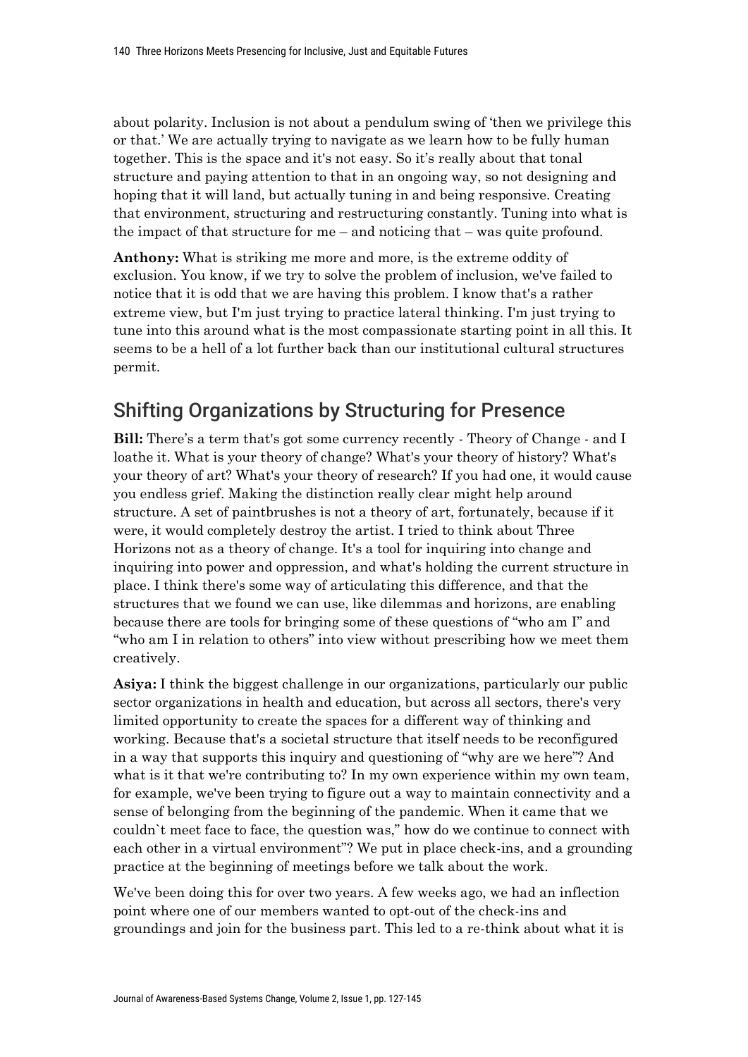about polarity. Inclusion is not about a pendulum swing of 'then we privilege this or that.' We are actually trying to navigate as we learn how to be fully human together. This is the space and it's not easy. So it's really about that tonal structure and paying attention to that in an ongoing way, so not designing and hoping that it will land, but actually tuning in and being responsive. Creating that environment, structuring and restructuring constantly. Tuning into what is the impact of that structure for me – and noticing that – was quite profound.

**Anthony:** What is striking me more and more, is the extreme oddity of exclusion. You know, if we try to solve the problem of inclusion, we've failed to notice that it is odd that we are having this problem. I know that's a rather extreme view, but I'm just trying to practice lateral thinking. I'm just trying to tune into this around what is the most compassionate starting point in all this. It seems to be a hell of a lot further back than our institutional cultural structures permit.

## Shifting Organizations by Structuring for Presence

**Bill:** There's a term that's got some currency recently - Theory of Change - and I loathe it. What is your theory of change? What's your theory of history? What's your theory of art? What's your theory of research? If you had one, it would cause you endless grief. Making the distinction really clear might help around structure. A set of paintbrushes is not a theory of art, fortunately, because if it were, it would completely destroy the artist. I tried to think about Three Horizons not as a theory of change. It's a tool for inquiring into change and inquiring into power and oppression, and what's holding the current structure in place. I think there's some way of articulating this difference, and that the structures that we found we can use, like dilemmas and horizons, are enabling because there are tools for bringing some of these questions of "who am I" and "who am I in relation to others" into view without prescribing how we meet them creatively.

**Asiya:** I think the biggest challenge in our organizations, particularly our public sector organizations in health and education, but across all sectors, there's very limited opportunity to create the spaces for a different way of thinking and working. Because that's a societal structure that itself needs to be reconfigured in a way that supports this inquiry and questioning of "why are we here"? And what is it that we're contributing to? In my own experience within my own team, for example, we've been trying to figure out a way to maintain connectivity and a sense of belonging from the beginning of the pandemic. When it came that we couldn`t meet face to face, the question was," how do we continue to connect with each other in a virtual environment"? We put in place check-ins, and a grounding practice at the beginning of meetings before we talk about the work.

We've been doing this for over two years. A few weeks ago, we had an inflection point where one of our members wanted to opt-out of the check-ins and groundings and join for the business part. This led to a re-think about what it is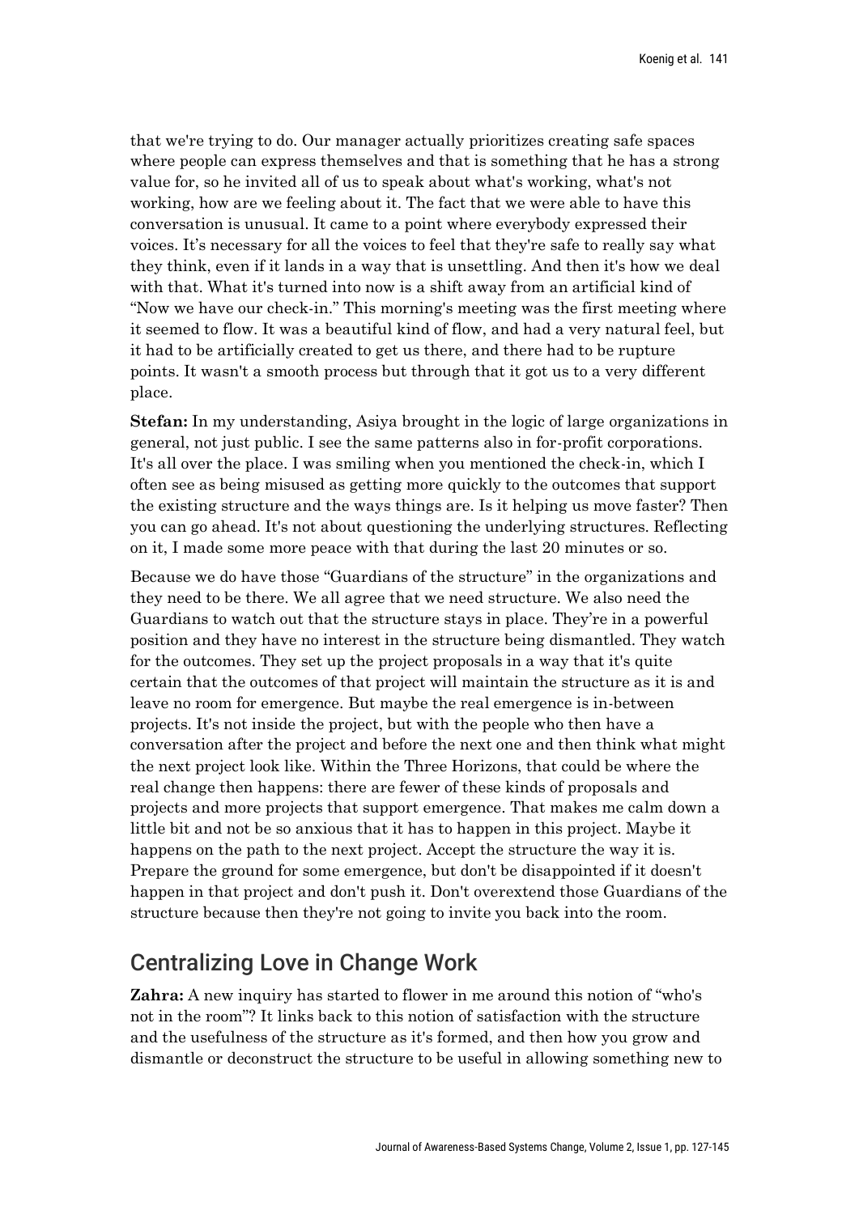that we're trying to do. Our manager actually prioritizes creating safe spaces where people can express themselves and that is something that he has a strong value for, so he invited all of us to speak about what's working, what's not working, how are we feeling about it. The fact that we were able to have this conversation is unusual. It came to a point where everybody expressed their voices. It's necessary for all the voices to feel that they're safe to really say what they think, even if it lands in a way that is unsettling. And then it's how we deal with that. What it's turned into now is a shift away from an artificial kind of "Now we have our check-in." This morning's meeting was the first meeting where it seemed to flow. It was a beautiful kind of flow, and had a very natural feel, but it had to be artificially created to get us there, and there had to be rupture points. It wasn't a smooth process but through that it got us to a very different place.

**Stefan:** In my understanding, Asiya brought in the logic of large organizations in general, not just public. I see the same patterns also in for-profit corporations. It's all over the place. I was smiling when you mentioned the check-in, which I often see as being misused as getting more quickly to the outcomes that support the existing structure and the ways things are. Is it helping us move faster? Then you can go ahead. It's not about questioning the underlying structures. Reflecting on it, I made some more peace with that during the last 20 minutes or so.

Because we do have those "Guardians of the structure" in the organizations and they need to be there. We all agree that we need structure. We also need the Guardians to watch out that the structure stays in place. They're in a powerful position and they have no interest in the structure being dismantled. They watch for the outcomes. They set up the project proposals in a way that it's quite certain that the outcomes of that project will maintain the structure as it is and leave no room for emergence. But maybe the real emergence is in-between projects. It's not inside the project, but with the people who then have a conversation after the project and before the next one and then think what might the next project look like. Within the Three Horizons, that could be where the real change then happens: there are fewer of these kinds of proposals and projects and more projects that support emergence. That makes me calm down a little bit and not be so anxious that it has to happen in this project. Maybe it happens on the path to the next project. Accept the structure the way it is. Prepare the ground for some emergence, but don't be disappointed if it doesn't happen in that project and don't push it. Don't overextend those Guardians of the structure because then they're not going to invite you back into the room.

## Centralizing Love in Change Work

**Zahra:** A new inquiry has started to flower in me around this notion of "who's not in the room"? It links back to this notion of satisfaction with the structure and the usefulness of the structure as it's formed, and then how you grow and dismantle or deconstruct the structure to be useful in allowing something new to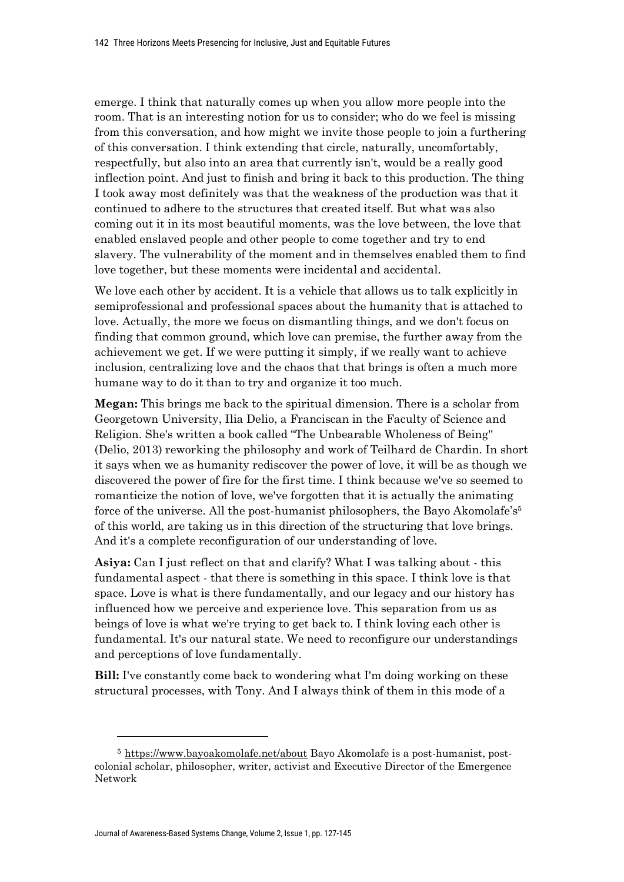emerge. I think that naturally comes up when you allow more people into the room. That is an interesting notion for us to consider; who do we feel is missing from this conversation, and how might we invite those people to join a furthering of this conversation. I think extending that circle, naturally, uncomfortably, respectfully, but also into an area that currently isn't, would be a really good inflection point. And just to finish and bring it back to this production. The thing I took away most definitely was that the weakness of the production was that it continued to adhere to the structures that created itself. But what was also coming out it in its most beautiful moments, was the love between, the love that enabled enslaved people and other people to come together and try to end slavery. The vulnerability of the moment and in themselves enabled them to find love together, but these moments were incidental and accidental.

We love each other by accident. It is a vehicle that allows us to talk explicitly in semiprofessional and professional spaces about the humanity that is attached to love. Actually, the more we focus on dismantling things, and we don't focus on finding that common ground, which love can premise, the further away from the achievement we get. If we were putting it simply, if we really want to achieve inclusion, centralizing love and the chaos that that brings is often a much more humane way to do it than to try and organize it too much.

**Megan:** This brings me back to the spiritual dimension. There is a scholar from Georgetown University, Ilia Delio, a Franciscan in the Faculty of Science and Religion. She's written a book called "The Unbearable Wholeness of Being" (Delio, 2013) reworking the philosophy and work of Teilhard de Chardin. In short it says when we as humanity rediscover the power of love, it will be as though we discovered the power of fire for the first time. I think because we've so seemed to romanticize the notion of love, we've forgotten that it is actually the animating force of the universe. All the post-humanist philosophers, the Bayo Akomolafe's[5] of this world, are taking us in this direction of the structuring that love brings. And it's a complete reconfiguration of our understanding of love.

**Asiya:** Can I just reflect on that and clarify? What I was talking about - this fundamental aspect - that there is something in this space. I think love is that space. Love is what is there fundamentally, and our legacy and our history has influenced how we perceive and experience love. This separation from us as beings of love is what we're trying to get back to. I think loving each other is fundamental. It's our natural state. We need to reconfigure our understandings and perceptions of love fundamentally.

**Bill:** I've constantly come back to wondering what I'm doing working on these structural processes, with Tony. And I always think of them in this mode of a

---

[5] https://www.bayoakomolafe.net/about Bayo Akomolafe is a post-humanist, post-colonial scholar, philosopher, writer, activist and Executive Director of the Emergence Network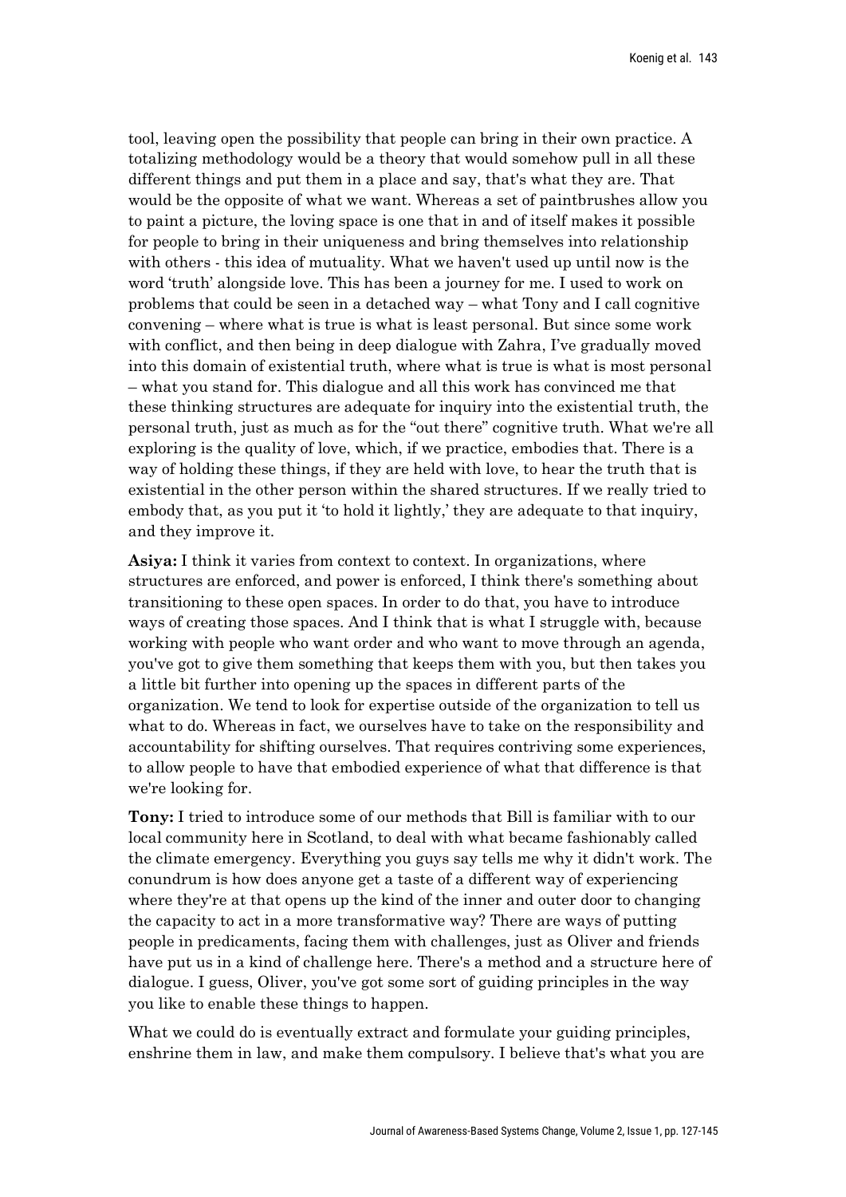tool, leaving open the possibility that people can bring in their own practice. A totalizing methodology would be a theory that would somehow pull in all these different things and put them in a place and say, that's what they are. That would be the opposite of what we want. Whereas a set of paintbrushes allow you to paint a picture, the loving space is one that in and of itself makes it possible for people to bring in their uniqueness and bring themselves into relationship with others - this idea of mutuality. What we haven't used up until now is the word 'truth' alongside love. This has been a journey for me. I used to work on problems that could be seen in a detached way – what Tony and I call cognitive convening – where what is true is what is least personal. But since some work with conflict, and then being in deep dialogue with Zahra, I've gradually moved into this domain of existential truth, where what is true is what is most personal – what you stand for. This dialogue and all this work has convinced me that these thinking structures are adequate for inquiry into the existential truth, the personal truth, just as much as for the "out there" cognitive truth. What we're all exploring is the quality of love, which, if we practice, embodies that. There is a way of holding these things, if they are held with love, to hear the truth that is existential in the other person within the shared structures. If we really tried to embody that, as you put it 'to hold it lightly,' they are adequate to that inquiry, and they improve it.

**Asiya:** I think it varies from context to context. In organizations, where structures are enforced, and power is enforced, I think there's something about transitioning to these open spaces. In order to do that, you have to introduce ways of creating those spaces. And I think that is what I struggle with, because working with people who want order and who want to move through an agenda, you've got to give them something that keeps them with you, but then takes you a little bit further into opening up the spaces in different parts of the organization. We tend to look for expertise outside of the organization to tell us what to do. Whereas in fact, we ourselves have to take on the responsibility and accountability for shifting ourselves. That requires contriving some experiences, to allow people to have that embodied experience of what that difference is that we're looking for.

**Tony:** I tried to introduce some of our methods that Bill is familiar with to our local community here in Scotland, to deal with what became fashionably called the climate emergency. Everything you guys say tells me why it didn't work. The conundrum is how does anyone get a taste of a different way of experiencing where they're at that opens up the kind of the inner and outer door to changing the capacity to act in a more transformative way? There are ways of putting people in predicaments, facing them with challenges, just as Oliver and friends have put us in a kind of challenge here. There's a method and a structure here of dialogue. I guess, Oliver, you've got some sort of guiding principles in the way you like to enable these things to happen.

What we could do is eventually extract and formulate your guiding principles, enshrine them in law, and make them compulsory. I believe that's what you are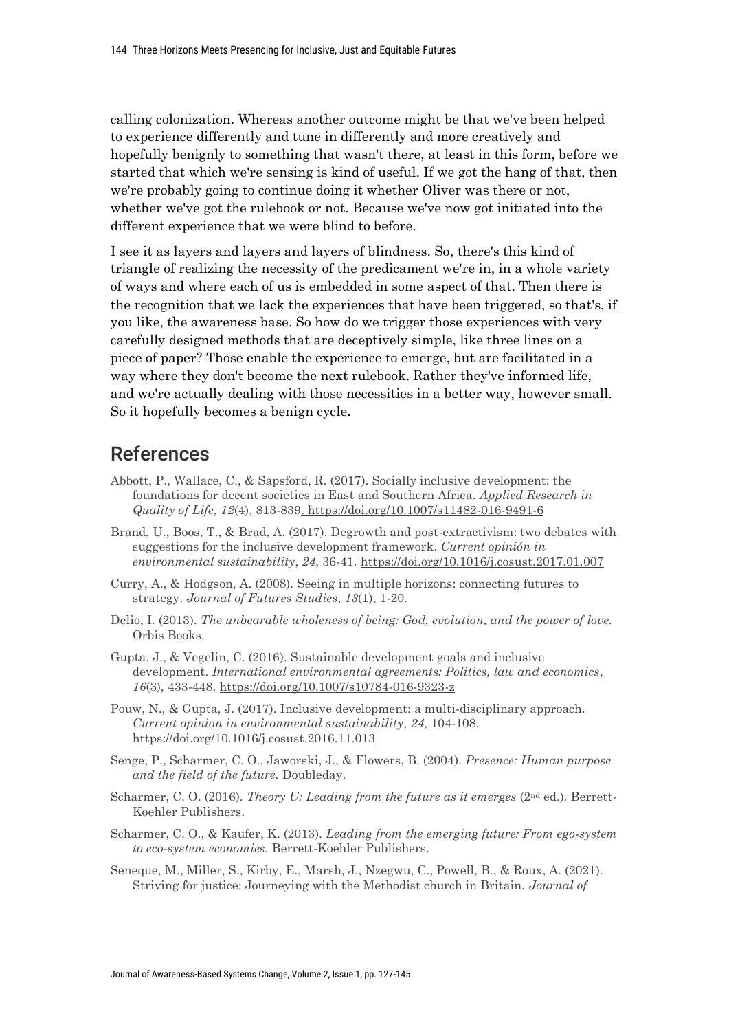calling colonization. Whereas another outcome might be that we've been helped to experience differently and tune in differently and more creatively and hopefully benignly to something that wasn't there, at least in this form, before we started that which we're sensing is kind of useful. If we got the hang of that, then we're probably going to continue doing it whether Oliver was there or not, whether we've got the rulebook or not. Because we've now got initiated into the different experience that we were blind to before.

I see it as layers and layers and layers of blindness. So, there's this kind of triangle of realizing the necessity of the predicament we're in, in a whole variety of ways and where each of us is embedded in some aspect of that. Then there is the recognition that we lack the experiences that have been triggered, so that's, if you like, the awareness base. So how do we trigger those experiences with very carefully designed methods that are deceptively simple, like three lines on a piece of paper? Those enable the experience to emerge, but are facilitated in a way where they don't become the next rulebook. Rather they've informed life, and we're actually dealing with those necessities in a better way, however small. So it hopefully becomes a benign cycle.

## References

Abbott, P., Wallace, C., & Sapsford, R. (2017). Socially inclusive development: the foundations for decent societies in East and Southern Africa. *Applied Research in Quality of Life*, *12*(4), 813-839. https://doi.org/10.1007/s11482-016-9491-6

Brand, U., Boos, T., & Brad, A. (2017). Degrowth and post-extractivism: two debates with suggestions for the inclusive development framework. *Current opinión in environmental sustainability*, *24*, 36-41. https://doi.org/10.1016/j.cosust.2017.01.007

Curry, A., & Hodgson, A. (2008). Seeing in multiple horizons: connecting futures to strategy. *Journal of Futures Studies*, *13*(1), 1-20.

Delio, I. (2013). *The unbearable wholeness of being: God, evolution, and the power of love.* Orbis Books.

Gupta, J., & Vegelin, C. (2016). Sustainable development goals and inclusive development. *International environmental agreements: Politics, law and economics*, *16*(3), 433-448. https://doi.org/10.1007/s10784-016-9323-z

Pouw, N., & Gupta, J. (2017). Inclusive development: a multi-disciplinary approach. *Current opinion in environmental sustainability*, *24*, 104-108. https://doi.org/10.1016/j.cosust.2016.11.013

Senge, P., Scharmer, C. O., Jaworski, J., & Flowers, B. (2004). *Presence: Human purpose and the field of the future.* Doubleday.

Scharmer, C. O. (2016). *Theory U: Leading from the future as it emerges* (2nd ed.). Berrett-Koehler Publishers.

Scharmer, C. O., & Kaufer, K. (2013). *Leading from the emerging future: From ego-system to eco-system economies.* Berrett-Koehler Publishers.

Seneque, M., Miller, S., Kirby, E., Marsh, J., Nzegwu, C., Powell, B., & Roux, A. (2021). Striving for justice: Journeying with the Methodist church in Britain. *Journal of*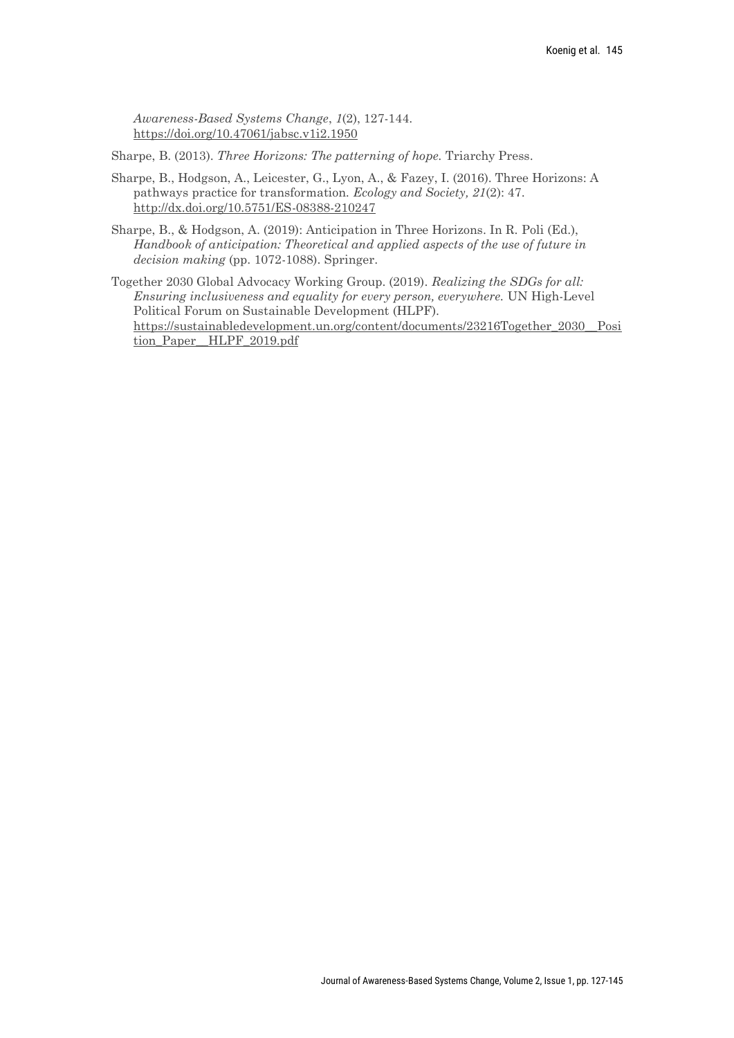*Awareness-Based Systems Change*, *1*(2), 127-144. https://doi.org/10.47061/jabsc.v1i2.1950

Sharpe, B. (2013). *Three Horizons: The patterning of hope.* Triarchy Press.

Sharpe, B., Hodgson, A., Leicester, G., Lyon, A., & Fazey, I. (2016). Three Horizons: A pathways practice for transformation. *Ecology and Society, 21*(2): 47. http://dx.doi.org/10.5751/ES-08388-210247

Sharpe, B., & Hodgson, A. (2019): Anticipation in Three Horizons. In R. Poli (Ed.), *Handbook of anticipation: Theoretical and applied aspects of the use of future in decision making* (pp. 1072-1088). Springer.

Together 2030 Global Advocacy Working Group. (2019). *Realizing the SDGs for all: Ensuring inclusiveness and equality for every person, everywhere.* UN High-Level Political Forum on Sustainable Development (HLPF). https://sustainabledevelopment.un.org/content/documents/23216Together_2030__Position_Paper__HLPF_2019.pdf